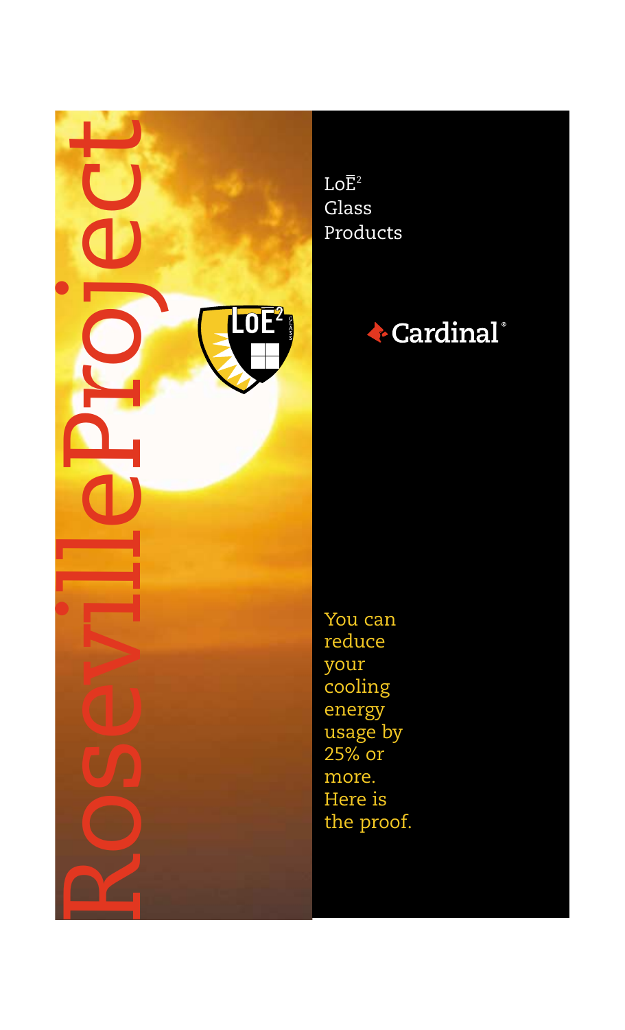# RosevilleProject

LoĒ² Glass Products

Cardinal®

You can reduce your cooling energy usage by 25% or more. Here is the proof.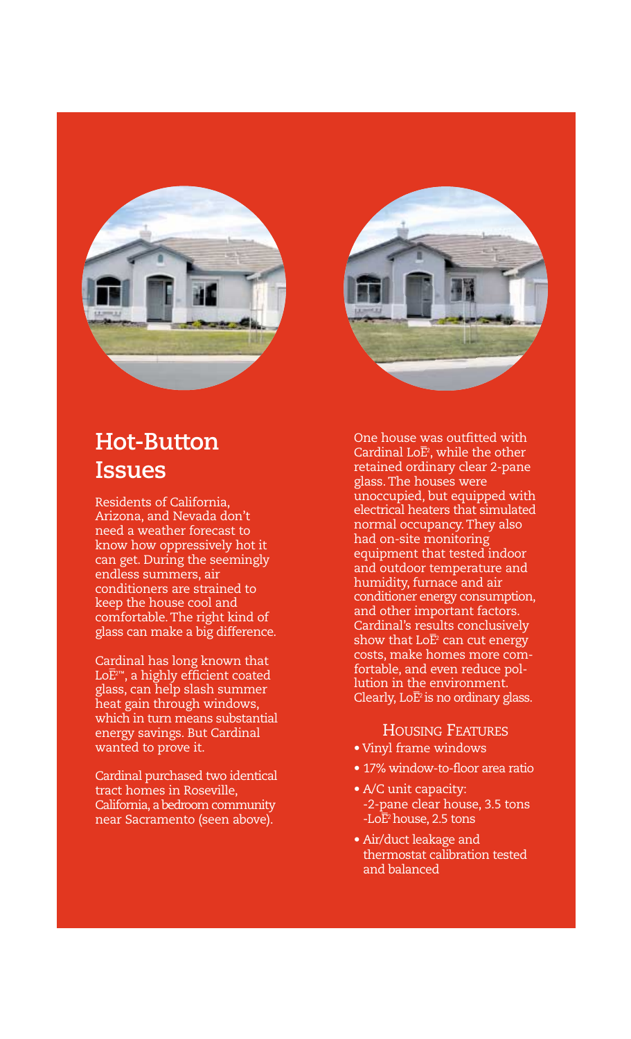## Hot-Button Issues

Residents of California, Arizona, and Nevada don't need a weather forecast to know how oppressively hot it can get. During the seemingly endless summers, air conditioners are strained to keep the house cool and comfortable. The right kind of glass can make a big difference.

Cardinal has long known that LoĒ²™, a highly efficient coated glass, can help slash summer heat gain through windows, which in turn means substantial energy savings. But Cardinal wanted to prove it.

Cardinal purchased two identical tract homes in Roseville, California, a bedroom community near Sacramento (seen above).

One house was outfitted with Cardinal LoĒ², while the other retained ordinary clear 2-pane glass. The houses were unoccupied, but equipped with electrical heaters that simulated normal occupancy. They also had on-site monitoring equipment that tested indoor and outdoor temperature and humidity, furnace and air conditioner energy consumption, and other important factors. Cardinal's results conclusively show that LoĒ² can cut energy costs, make homes more comfortable, and even reduce pollution in the environment. Clearly, LoĒ² is no ordinary glass.

### Housing Features

- Vinyl frame windows
- 17% window-to-floor area ratio
- A/C unit capacity:
  - -2-pane clear house, 3.5 tons
  - -LoĒ² house, 2.5 tons
- Air/duct leakage and thermostat calibration tested and balanced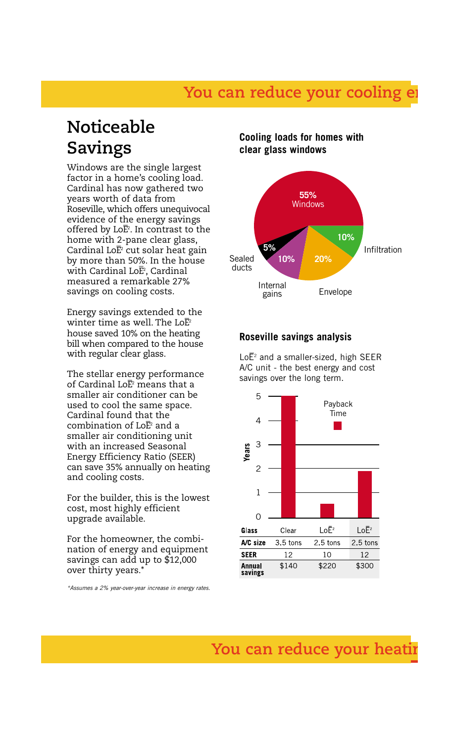## You can reduce your cooling e

# Noticeable Savings

Windows are the single largest factor in a home's cooling load. Cardinal has now gathered two years worth of data from Roseville, which offers unequivocal evidence of the energy savings offered by LoĒ². In contrast to the home with 2-pane clear glass, Cardinal LoĒ² cut solar heat gain by more than 50%. In the house with Cardinal LoĒ², Cardinal measured a remarkable 27% savings on cooling costs.

Energy savings extended to the winter time as well. The LoĒ² house saved 10% on the heating bill when compared to the house with regular clear glass.

The stellar energy performance of Cardinal LoĒ² means that a smaller air conditioner can be used to cool the same space. Cardinal found that the combination of LoĒ² and a smaller air conditioning unit with an increased Seasonal Energy Efficiency Ratio (SEER) can save 35% annually on heating and cooling costs.

For the builder, this is the lowest cost, most highly efficient upgrade available.

For the homeowner, the combination of energy and equipment savings can add up to $12,000 over thirty years.*

*Assumes a 2% year-over-year increase in energy rates.*

**Cooling loads for homes with clear glass windows**

| Component | Share |
|---|---|
| Windows | 55% |
| Infiltration | 10% |
| Envelope | 20% |
| Internal gains | 10% |
| Sealed ducts | 5% |

**Roseville savings analysis**

LoĒ² and a smaller-sized, high SEER A/C unit - the best energy and cost savings over the long term.

Payback Time (Years)

| Glass | Clear | LoĒ² | LoĒ² |
|---|---|---|---|
| A/C size | 3.5 tons | 2.5 tons | 2.5 tons |
| SEER | 12 | 10 | 12 |
| Annual savings | $140 | $220 | $300 |

## You can reduce your heati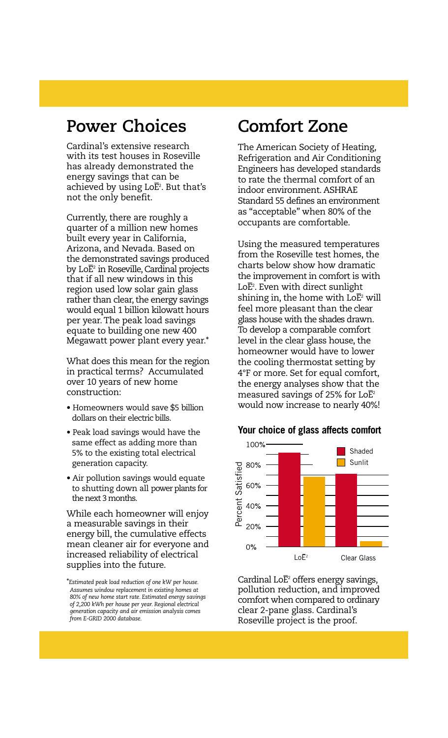## Power Choices

Cardinal's extensive research with its test houses in Roseville has already demonstrated the energy savings that can be achieved by using LoĒ². But that's not the only benefit.

Currently, there are roughly a quarter of a million new homes built every year in California, Arizona, and Nevada. Based on the demonstrated savings produced by LoĒ² in Roseville, Cardinal projects that if all new windows in this region used low solar gain glass rather than clear, the energy savings would equal 1 billion kilowatt hours per year. The peak load savings equate to building one new 400 Megawatt power plant every year.*

What does this mean for the region in practical terms? Accumulated over 10 years of new home construction:

- Homeowners would save $5 billion dollars on their electric bills.
- Peak load savings would have the same effect as adding more than 5% to the existing total electrical generation capacity.
- Air pollution savings would equate to shutting down all power plants for the next 3 months.

While each homeowner will enjoy a measurable savings in their energy bill, the cumulative effects mean cleaner air for everyone and increased reliability of electrical supplies into the future.

*\*Estimated peak load reduction of one kW per house. Assumes window replacement in existing homes at 80% of new home start rate. Estimated energy savings of 2,200 kWh per house per year. Regional electrical generation capacity and air emission analysis comes from E-GRID 2000 database.*

## Comfort Zone

The American Society of Heating, Refrigeration and Air Conditioning Engineers has developed standards to rate the thermal comfort of an indoor environment. ASHRAE Standard 55 defines an environment as "acceptable" when 80% of the occupants are comfortable.

Using the measured temperatures from the Roseville test homes, the charts below show how dramatic the improvement in comfort is with LoĒ². Even with direct sunlight shining in, the home with LoĒ² will feel more pleasant than the clear glass house with the shades drawn. To develop a comparable comfort level in the clear glass house, the homeowner would have to lower the cooling thermostat setting by 4°F or more. Set for equal comfort, the energy analyses show that the measured savings of 25% for LoĒ² would now increase to nearly 40%!

**Your choice of glass affects comfort**

| Glass | Shaded (Percent Satisfied) | Sunlit (Percent Satisfied) |
|---|---|---|
| LoĒ² | ~91% | ~68% |
| Clear Glass | ~71% | ~5% |

Cardinal LoĒ² offers energy savings, pollution reduction, and improved comfort when compared to ordinary clear 2-pane glass. Cardinal's Roseville project is the proof.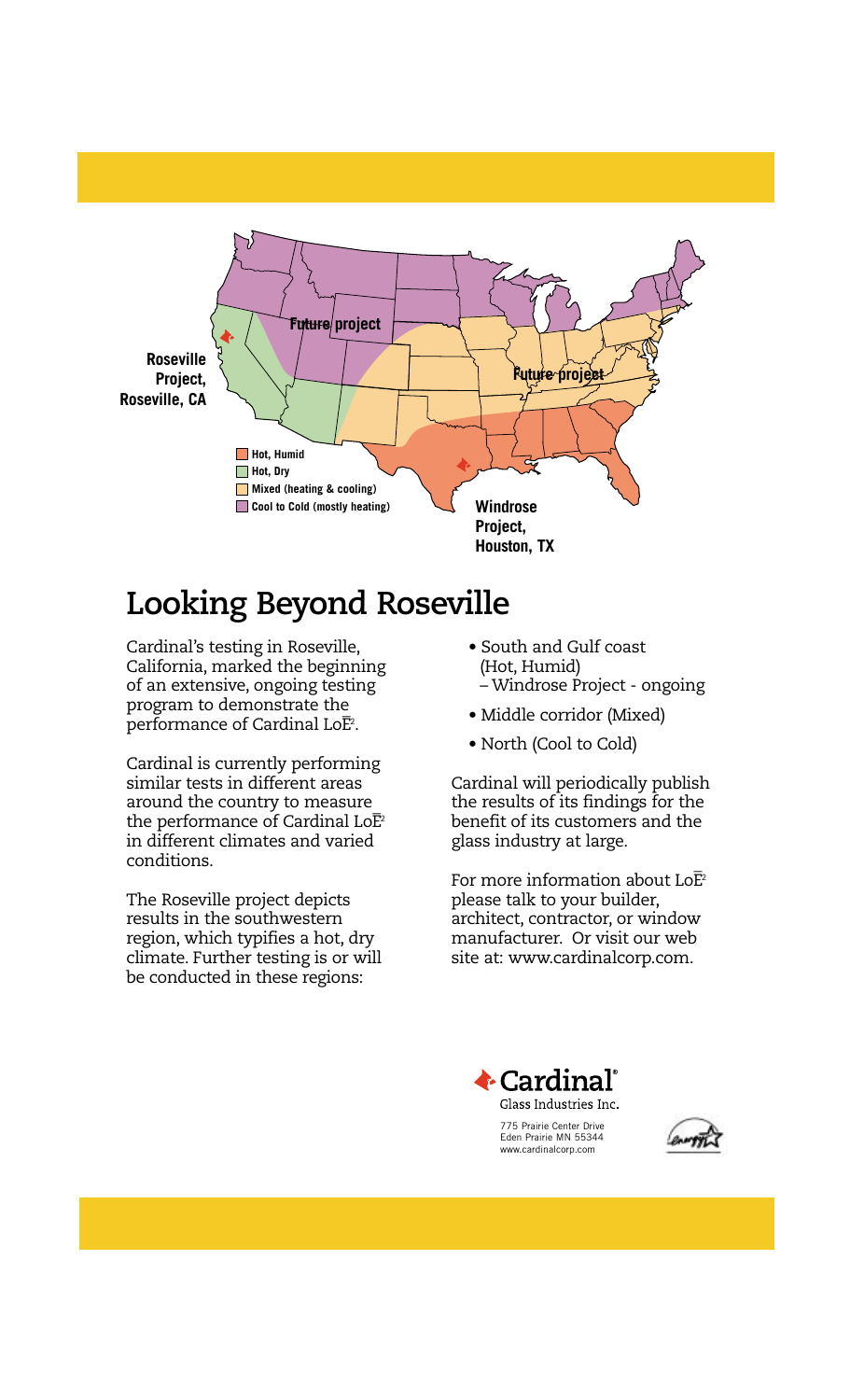Future project

Future project

Roseville Project, Roseville, CA

Hot, Humid

Hot, Dry

Mixed (heating & cooling)

Cool to Cold (mostly heating)

Windrose Project, Houston, TX

# Looking Beyond Roseville

Cardinal's testing in Roseville, California, marked the beginning of an extensive, ongoing testing program to demonstrate the performance of Cardinal LoĒ².

Cardinal is currently performing similar tests in different areas around the country to measure the performance of Cardinal LoĒ² in different climates and varied conditions.

The Roseville project depicts results in the southwestern region, which typifies a hot, dry climate. Further testing is or will be conducted in these regions:

- South and Gulf coast (Hot, Humid)
  - Windrose Project - ongoing
- Middle corridor (Mixed)
- North (Cool to Cold)

Cardinal will periodically publish the results of its findings for the benefit of its customers and the glass industry at large.

For more information about LoĒ² please talk to your builder, architect, contractor, or window manufacturer. Or visit our web site at: www.cardinalcorp.com.

Cardinal®
Glass Industries Inc.

775 Prairie Center Drive
Eden Prairie MN 55344
www.cardinalcorp.com